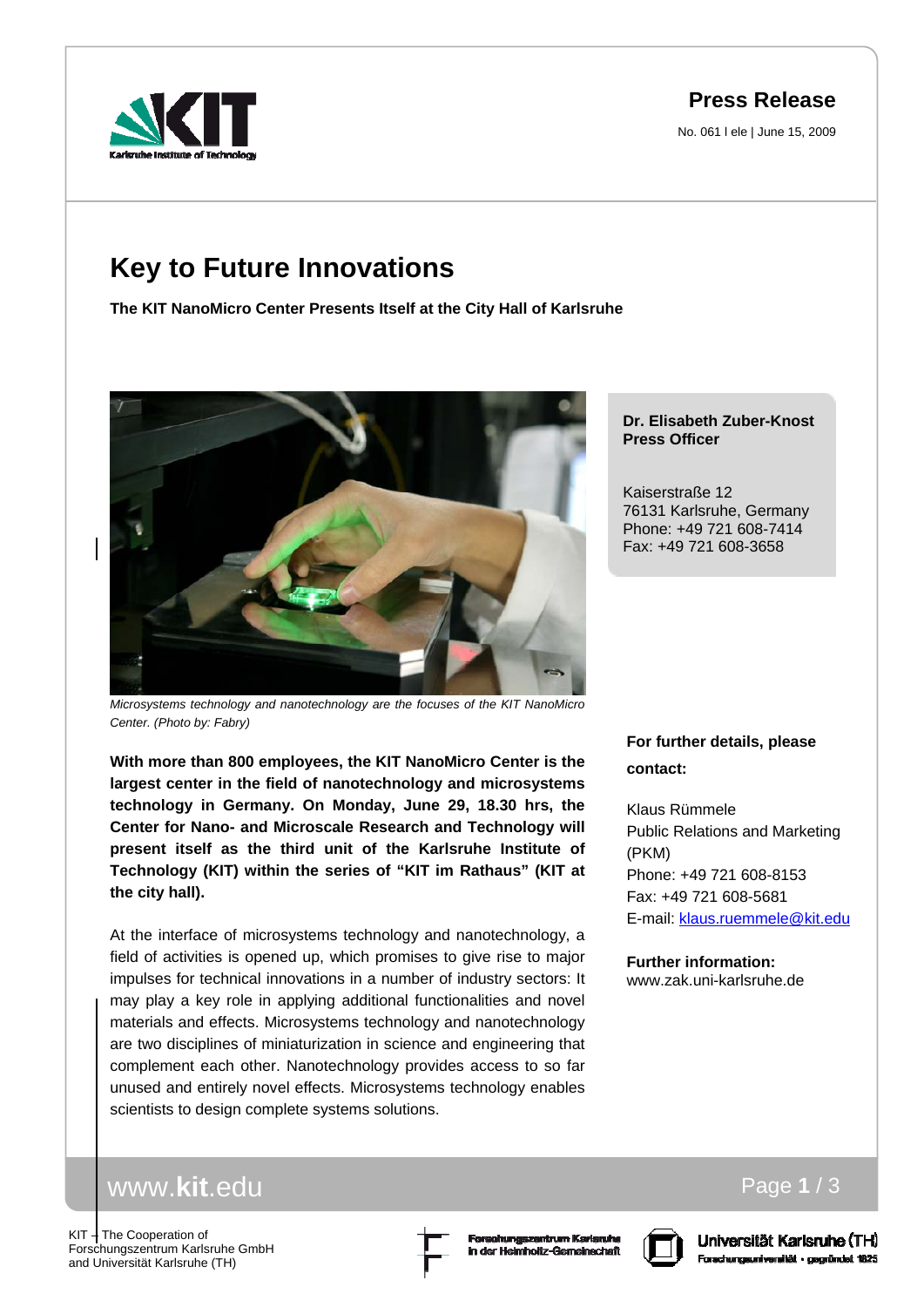Press Release

No. 061 l ele | June 15, 2009

# Key to Future Innovations

**The KIT NanoMicro Center Presents Itself at the City Hall of Karlsruhe**

*Microsystems technology and nanotechnology are the focuses of the KIT NanoMicro Center. (Photo by: Fabry)*

**Dr. Elisabeth Zuber-Knost**
**Press Officer**

Kaiserstraße 12
76131 Karlsruhe, Germany
Phone: +49 721 608-7414
Fax: +49 721 608-3658

**With more than 800 employees, the KIT NanoMicro Center is the largest center in the field of nanotechnology and microsystems technology in Germany. On Monday, June 29, 18.30 hrs, the Center for Nano- and Microscale Research and Technology will present itself as the third unit of the Karlsruhe Institute of Technology (KIT) within the series of "KIT im Rathaus" (KIT at the city hall).**

At the interface of microsystems technology and nanotechnology, a field of activities is opened up, which promises to give rise to major impulses for technical innovations in a number of industry sectors: It may play a key role in applying additional functionalities and novel materials and effects. Microsystems technology and nanotechnology are two disciplines of miniaturization in science and engineering that complement each other. Nanotechnology provides access to so far unused and entirely novel effects. Microsystems technology enables scientists to design complete systems solutions.

**For further details, please contact:**

Klaus Rümmele
Public Relations and Marketing (PKM)
Phone: +49 721 608-8153
Fax: +49 721 608-5681
E-mail: klaus.ruemmele@kit.edu

**Further information:**
www.zak.uni-karlsruhe.de

KIT – The Cooperation of Forschungszentrum Karlsruhe GmbH and Universität Karlsruhe (TH)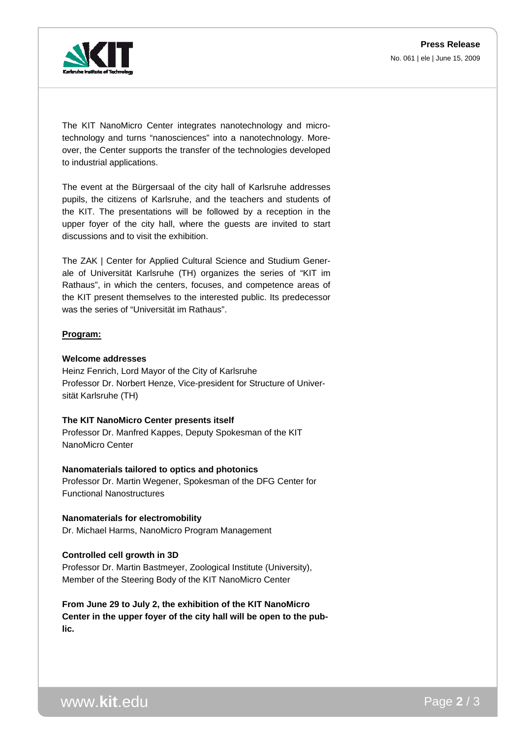The KIT NanoMicro Center integrates nanotechnology and microtechnology and turns "nanosciences" into a nanotechnology. Moreover, the Center supports the transfer of the technologies developed to industrial applications.

The event at the Bürgersaal of the city hall of Karlsruhe addresses pupils, the citizens of Karlsruhe, and the teachers and students of the KIT. The presentations will be followed by a reception in the upper foyer of the city hall, where the guests are invited to start discussions and to visit the exhibition.

The ZAK | Center for Applied Cultural Science and Studium Generale of Universität Karlsruhe (TH) organizes the series of "KIT im Rathaus", in which the centers, focuses, and competence areas of the KIT present themselves to the interested public. Its predecessor was the series of "Universität im Rathaus".

**Program:**

**Welcome addresses**
Heinz Fenrich, Lord Mayor of the City of Karlsruhe
Professor Dr. Norbert Henze, Vice-president for Structure of Universität Karlsruhe (TH)

**The KIT NanoMicro Center presents itself**
Professor Dr. Manfred Kappes, Deputy Spokesman of the KIT NanoMicro Center

**Nanomaterials tailored to optics and photonics**
Professor Dr. Martin Wegener, Spokesman of the DFG Center for Functional Nanostructures

**Nanomaterials for electromobility**
Dr. Michael Harms, NanoMicro Program Management

**Controlled cell growth in 3D**
Professor Dr. Martin Bastmeyer, Zoological Institute (University), Member of the Steering Body of the KIT NanoMicro Center

**From June 29 to July 2, the exhibition of the KIT NanoMicro Center in the upper foyer of the city hall will be open to the public.**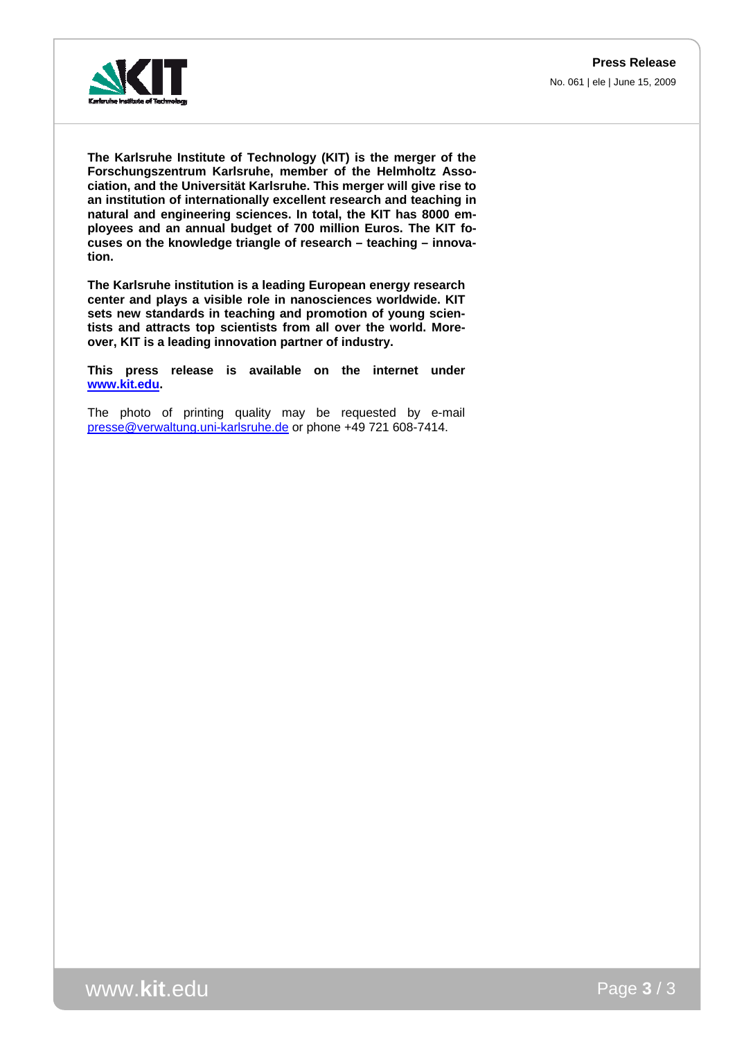**The Karlsruhe Institute of Technology (KIT) is the merger of the Forschungszentrum Karlsruhe, member of the Helmholtz Association, and the Universität Karlsruhe. This merger will give rise to an institution of internationally excellent research and teaching in natural and engineering sciences. In total, the KIT has 8000 employees and an annual budget of 700 million Euros. The KIT focuses on the knowledge triangle of research – teaching – innovation.**

**The Karlsruhe institution is a leading European energy research center and plays a visible role in nanosciences worldwide. KIT sets new standards in teaching and promotion of young scientists and attracts top scientists from all over the world. Moreover, KIT is a leading innovation partner of industry.**

**This press release is available on the internet under [www.kit.edu](http://www.kit.edu).**

The photo of printing quality may be requested by e-mail presse@verwaltung.uni-karlsruhe.de or phone +49 721 608-7414.